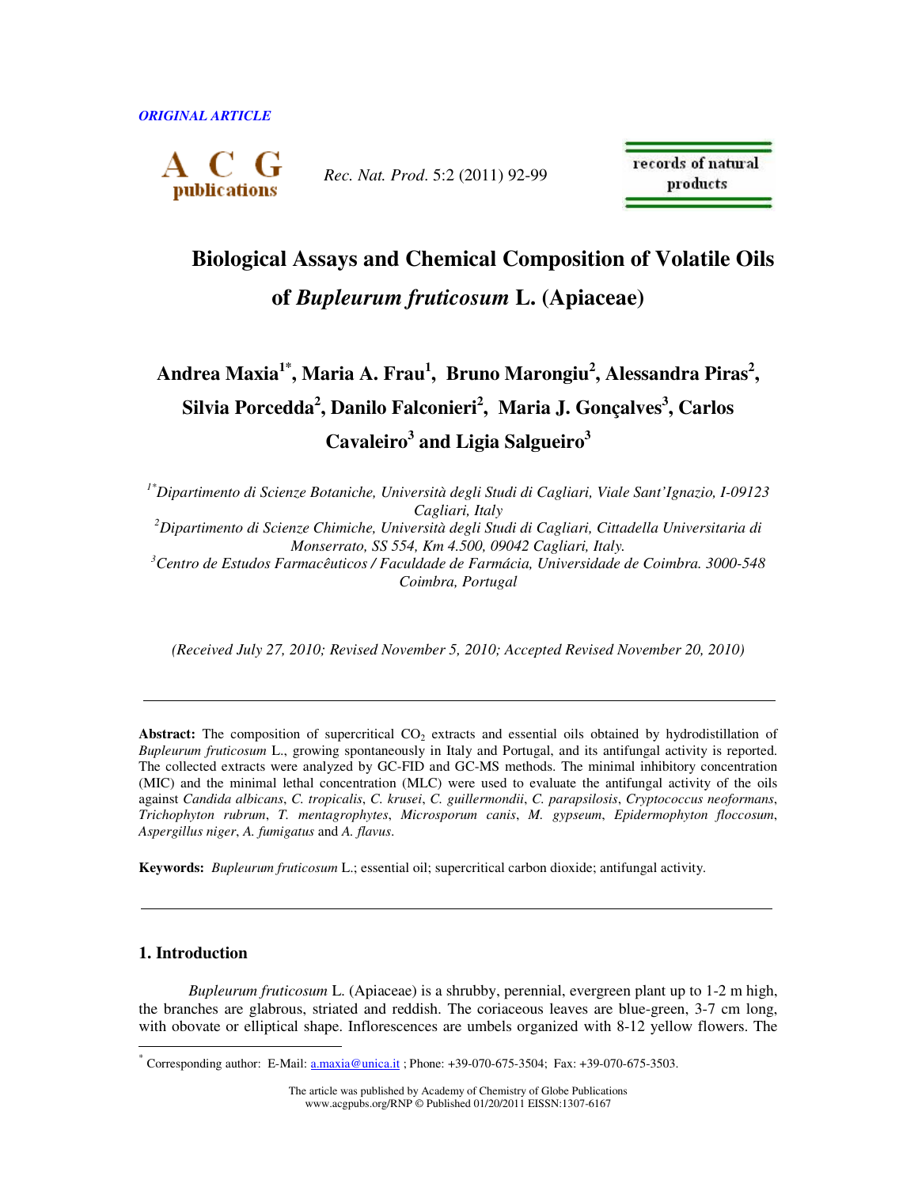ORIGINAL ARTICLE

# Biological Assays and Chemical Composition of Volatile Oils of *Bupleurum fruticosum* L. (Apiaceae)

**Andrea Maxia[1*], Maria A. Frau[1], Bruno Marongiu[2], Alessandra Piras[2], Silvia Porcedda[2], Danilo Falconieri[2], Maria J. Gonçalves[3], Carlos Cavaleiro[3] and Ligia Salgueiro[3]**

*[1*]Dipartimento di Scienze Botaniche, Università degli Studi di Cagliari, Viale Sant'Ignazio, I-09123 Cagliari, Italy*

*[2]Dipartimento di Scienze Chimiche, Università degli Studi di Cagliari, Cittadella Universitaria di Monserrato, SS 554, Km 4.500, 09042 Cagliari, Italy.*

*[3]Centro de Estudos Farmacêuticos / Faculdade de Farmácia, Universidade de Coimbra. 3000-548 Coimbra, Portugal*

*(Received July 27, 2010; Revised November 5, 2010; Accepted Revised November 20, 2010)*

---

**Abstract:** The composition of supercritical $CO_2$ extracts and essential oils obtained by hydrodistillation of *Bupleurum fruticosum* L., growing spontaneously in Italy and Portugal, and its antifungal activity is reported. The collected extracts were analyzed by GC-FID and GC-MS methods. The minimal inhibitory concentration (MIC) and the minimal lethal concentration (MLC) were used to evaluate the antifungal activity of the oils against *Candida albicans*, *C. tropicalis*, *C. krusei*, *C. guillermondii*, *C. parapsilosis*, *Cryptococcus neoformans*, *Trichophyton rubrum*, *T. mentagrophytes*, *Microsporum canis*, *M. gypseum*, *Epidermophyton floccosum*, *Aspergillus niger*, *A. fumigatus* and *A. flavus*.

**Keywords:** *Bupleurum fruticosum* L.; essential oil; supercritical carbon dioxide; antifungal activity.

---

## 1. Introduction

*Bupleurum fruticosum* L. (Apiaceae) is a shrubby, perennial, evergreen plant up to 1-2 m high, the branches are glabrous, striated and reddish. The coriaceous leaves are blue-green, 3-7 cm long, with obovate or elliptical shape. Inflorescences are umbels organized with 8-12 yellow flowers. The

---

[*] Corresponding author: E-Mail: a.maxia@unica.it ; Phone: +39-070-675-3504; Fax: +39-070-675-3503.

The article was published by Academy of Chemistry of Globe Publications
www.acgpubs.org/RNP © Published 01/20/2011 EISSN:1307-6167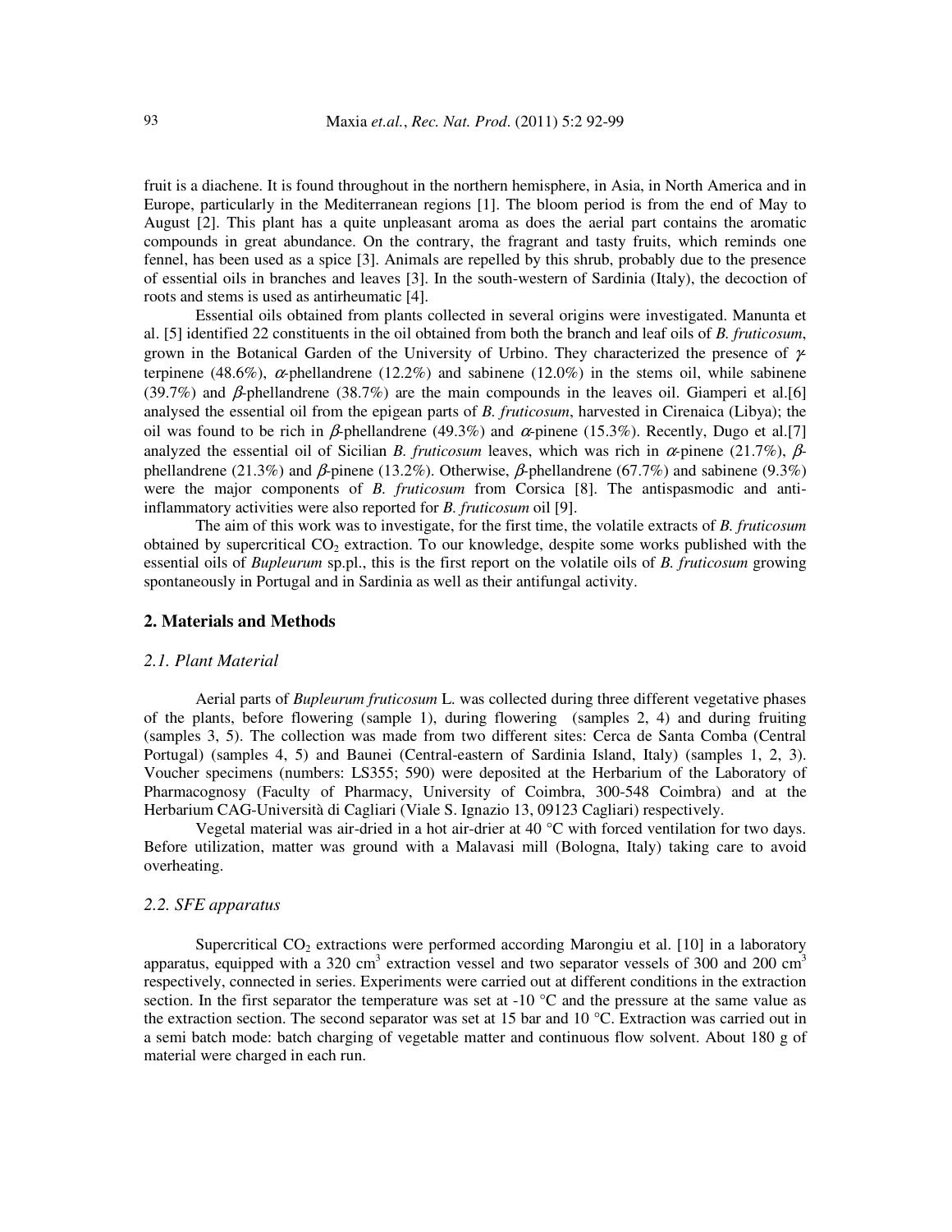fruit is a diachene. It is found throughout in the northern hemisphere, in Asia, in North America and in Europe, particularly in the Mediterranean regions [1]. The bloom period is from the end of May to August [2]. This plant has a quite unpleasant aroma as does the aerial part contains the aromatic compounds in great abundance. On the contrary, the fragrant and tasty fruits, which reminds one fennel, has been used as a spice [3]. Animals are repelled by this shrub, probably due to the presence of essential oils in branches and leaves [3]. In the south-western of Sardinia (Italy), the decoction of roots and stems is used as antirheumatic [4].

Essential oils obtained from plants collected in several origins were investigated. Manunta et al. [5] identified 22 constituents in the oil obtained from both the branch and leaf oils of *B. fruticosum*, grown in the Botanical Garden of the University of Urbino. They characterized the presence of $\gamma$-terpinene (48.6%), $\alpha$-phellandrene (12.2%) and sabinene (12.0%) in the stems oil, while sabinene (39.7%) and $\beta$-phellandrene (38.7%) are the main compounds in the leaves oil. Giamperi et al.[6] analysed the essential oil from the epigean parts of *B. fruticosum*, harvested in Cirenaica (Libya); the oil was found to be rich in $\beta$-phellandrene (49.3%) and $\alpha$-pinene (15.3%). Recently, Dugo et al.[7] analyzed the essential oil of Sicilian *B. fruticosum* leaves, which was rich in $\alpha$-pinene (21.7%), $\beta$-phellandrene (21.3%) and $\beta$-pinene (13.2%). Otherwise, $\beta$-phellandrene (67.7%) and sabinene (9.3%) were the major components of *B. fruticosum* from Corsica [8]. The antispasmodic and anti-inflammatory activities were also reported for *B. fruticosum* oil [9].

The aim of this work was to investigate, for the first time, the volatile extracts of *B. fruticosum* obtained by supercritical $CO_2$ extraction. To our knowledge, despite some works published with the essential oils of *Bupleurum* sp.pl., this is the first report on the volatile oils of *B. fruticosum* growing spontaneously in Portugal and in Sardinia as well as their antifungal activity.

## 2. Materials and Methods

### *2.1. Plant Material*

Aerial parts of *Bupleurum fruticosum* L. was collected during three different vegetative phases of the plants, before flowering (sample 1), during flowering (samples 2, 4) and during fruiting (samples 3, 5). The collection was made from two different sites: Cerca de Santa Comba (Central Portugal) (samples 4, 5) and Baunei (Central-eastern of Sardinia Island, Italy) (samples 1, 2, 3). Voucher specimens (numbers: LS355; 590) were deposited at the Herbarium of the Laboratory of Pharmacognosy (Faculty of Pharmacy, University of Coimbra, 300-548 Coimbra) and at the Herbarium CAG-Università di Cagliari (Viale S. Ignazio 13, 09123 Cagliari) respectively.

Vegetal material was air-dried in a hot air-drier at 40 °C with forced ventilation for two days. Before utilization, matter was ground with a Malavasi mill (Bologna, Italy) taking care to avoid overheating.

### *2.2. SFE apparatus*

Supercritical $CO_2$ extractions were performed according Marongiu et al. [10] in a laboratory apparatus, equipped with a 320 cm$^3$ extraction vessel and two separator vessels of 300 and 200 cm$^3$ respectively, connected in series. Experiments were carried out at different conditions in the extraction section. In the first separator the temperature was set at -10 °C and the pressure at the same value as the extraction section. The second separator was set at 15 bar and 10 °C. Extraction was carried out in a semi batch mode: batch charging of vegetable matter and continuous flow solvent. About 180 g of material were charged in each run.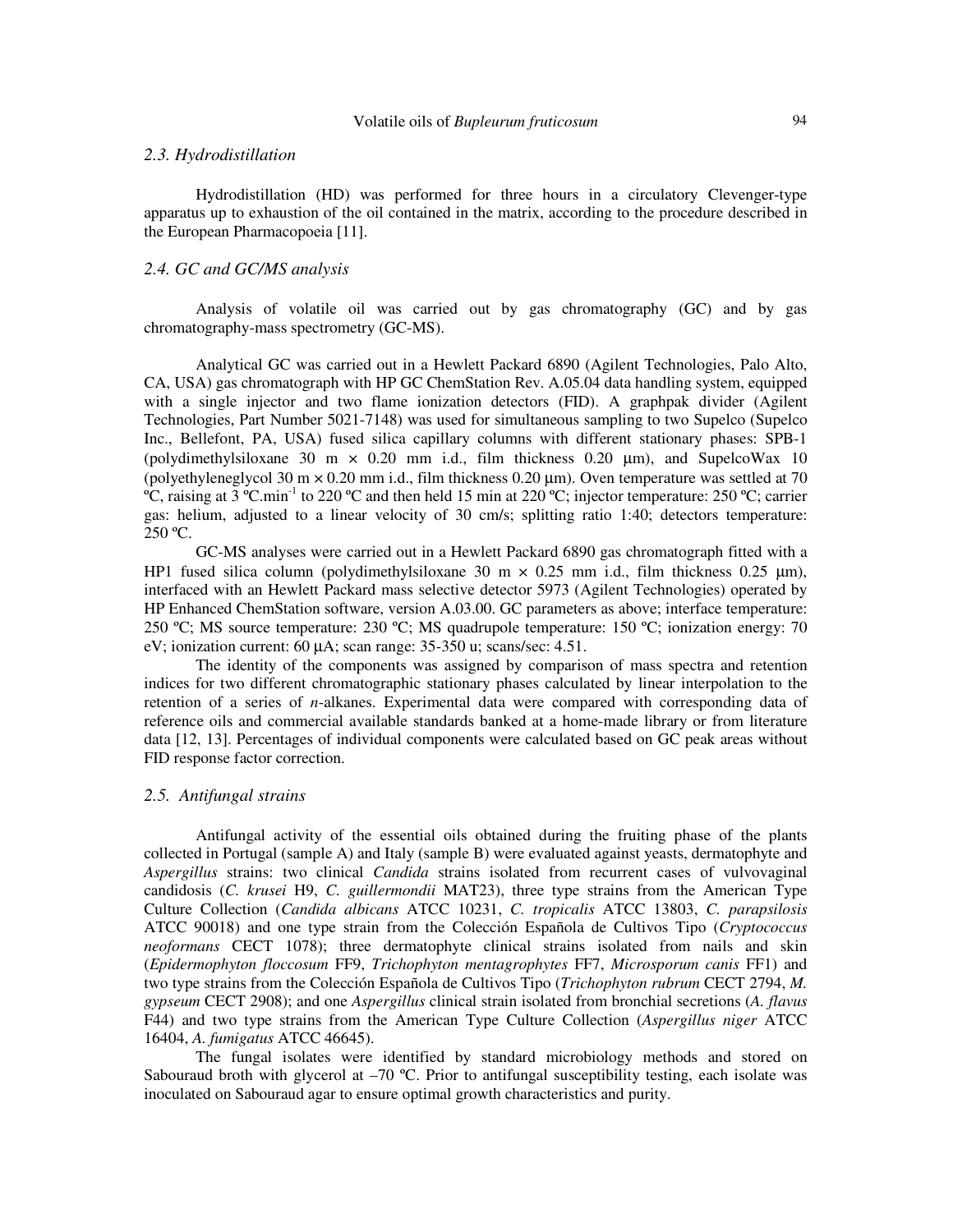### *2.3. Hydrodistillation*

Hydrodistillation (HD) was performed for three hours in a circulatory Clevenger-type apparatus up to exhaustion of the oil contained in the matrix, according to the procedure described in the European Pharmacopoeia [11].

### *2.4. GC and GC/MS analysis*

Analysis of volatile oil was carried out by gas chromatography (GC) and by gas chromatography-mass spectrometry (GC-MS).

Analytical GC was carried out in a Hewlett Packard 6890 (Agilent Technologies, Palo Alto, CA, USA) gas chromatograph with HP GC ChemStation Rev. A.05.04 data handling system, equipped with a single injector and two flame ionization detectors (FID). A graphpak divider (Agilent Technologies, Part Number 5021-7148) was used for simultaneous sampling to two Supelco (Supelco Inc., Bellefont, PA, USA) fused silica capillary columns with different stationary phases: SPB-1 (polydimethylsiloxane 30 m × 0.20 mm i.d., film thickness 0.20 µm), and SupelcoWax 10 (polyethyleneglycol 30 m × 0.20 mm i.d., film thickness 0.20 µm). Oven temperature was settled at 70 ºC, raising at 3 ºC.min$^{-1}$ to 220 ºC and then held 15 min at 220 ºC; injector temperature: 250 ºC; carrier gas: helium, adjusted to a linear velocity of 30 cm/s; splitting ratio 1:40; detectors temperature: 250 ºC.

GC-MS analyses were carried out in a Hewlett Packard 6890 gas chromatograph fitted with a HP1 fused silica column (polydimethylsiloxane 30 m × 0.25 mm i.d., film thickness 0.25 µm), interfaced with an Hewlett Packard mass selective detector 5973 (Agilent Technologies) operated by HP Enhanced ChemStation software, version A.03.00. GC parameters as above; interface temperature: 250 ºC; MS source temperature: 230 ºC; MS quadrupole temperature: 150 ºC; ionization energy: 70 eV; ionization current: 60 µA; scan range: 35-350 u; scans/sec: 4.51.

The identity of the components was assigned by comparison of mass spectra and retention indices for two different chromatographic stationary phases calculated by linear interpolation to the retention of a series of *n*-alkanes. Experimental data were compared with corresponding data of reference oils and commercial available standards banked at a home-made library or from literature data [12, 13]. Percentages of individual components were calculated based on GC peak areas without FID response factor correction.

### *2.5. Antifungal strains*

Antifungal activity of the essential oils obtained during the fruiting phase of the plants collected in Portugal (sample A) and Italy (sample B) were evaluated against yeasts, dermatophyte and *Aspergillus* strains: two clinical *Candida* strains isolated from recurrent cases of vulvovaginal candidosis (*C. krusei* H9, *C. guillermondii* MAT23), three type strains from the American Type Culture Collection (*Candida albicans* ATCC 10231, *C. tropicalis* ATCC 13803, *C. parapsilosis* ATCC 90018) and one type strain from the Colección Española de Cultivos Tipo (*Cryptococcus neoformans* CECT 1078); three dermatophyte clinical strains isolated from nails and skin (*Epidermophyton floccosum* FF9, *Trichophyton mentagrophytes* FF7, *Microsporum canis* FF1) and two type strains from the Colección Española de Cultivos Tipo (*Trichophyton rubrum* CECT 2794, *M. gypseum* CECT 2908); and one *Aspergillus* clinical strain isolated from bronchial secretions (*A. flavus* F44) and two type strains from the American Type Culture Collection (*Aspergillus niger* ATCC 16404, *A. fumigatus* ATCC 46645).

The fungal isolates were identified by standard microbiology methods and stored on Sabouraud broth with glycerol at –70 ºC. Prior to antifungal susceptibility testing, each isolate was inoculated on Sabouraud agar to ensure optimal growth characteristics and purity.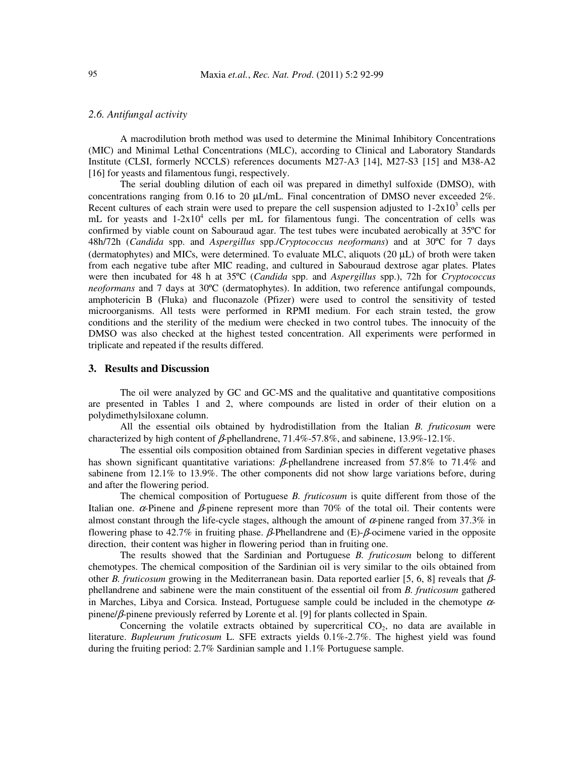### 2.6. Antifungal activity

A macrodilution broth method was used to determine the Minimal Inhibitory Concentrations (MIC) and Minimal Lethal Concentrations (MLC), according to Clinical and Laboratory Standards Institute (CLSI, formerly NCCLS) references documents M27-A3 [14], M27-S3 [15] and M38-A2 [16] for yeasts and filamentous fungi, respectively.

The serial doubling dilution of each oil was prepared in dimethyl sulfoxide (DMSO), with concentrations ranging from 0.16 to 20 μL/mL. Final concentration of DMSO never exceeded 2%. Recent cultures of each strain were used to prepare the cell suspension adjusted to $1\text{-}2 \times 10^3$ cells per mL for yeasts and $1\text{-}2 \times 10^4$ cells per mL for filamentous fungi. The concentration of cells was confirmed by viable count on Sabouraud agar. The test tubes were incubated aerobically at 35ºC for 48h/72h (*Candida* spp. and *Aspergillus* spp./*Cryptococcus neoformans*) and at 30ºC for 7 days (dermatophytes) and MICs, were determined. To evaluate MLC, aliquots (20 μL) of broth were taken from each negative tube after MIC reading, and cultured in Sabouraud dextrose agar plates. Plates were then incubated for 48 h at 35ºC (*Candida* spp. and *Aspergillus* spp.), 72h for *Cryptococcus neoformans* and 7 days at 30ºC (dermatophytes). In addition, two reference antifungal compounds, amphotericin B (Fluka) and fluconazole (Pfizer) were used to control the sensitivity of tested microorganisms. All tests were performed in RPMI medium. For each strain tested, the grow conditions and the sterility of the medium were checked in two control tubes. The innocuity of the DMSO was also checked at the highest tested concentration. All experiments were performed in triplicate and repeated if the results differed.

## 3. Results and Discussion

The oil were analyzed by GC and GC-MS and the qualitative and quantitative compositions are presented in Tables 1 and 2, where compounds are listed in order of their elution on a polydimethylsiloxane column.

All the essential oils obtained by hydrodistillation from the Italian *B. fruticosum* were characterized by high content of *β*-phellandrene, 71.4%-57.8%, and sabinene, 13.9%-12.1%.

The essential oils composition obtained from Sardinian species in different vegetative phases has shown significant quantitative variations: *β*-phellandrene increased from 57.8% to 71.4% and sabinene from 12.1% to 13.9%. The other components did not show large variations before, during and after the flowering period.

The chemical composition of Portuguese *B. fruticosum* is quite different from those of the Italian one. *α*-Pinene and *β*-pinene represent more than 70% of the total oil. Their contents were almost constant through the life-cycle stages, although the amount of *α*-pinene ranged from 37.3% in flowering phase to 42.7% in fruiting phase. *β*-Phellandrene and (E)-*β*-ocimene varied in the opposite direction, their content was higher in flowering period than in fruiting one.

The results showed that the Sardinian and Portuguese *B. fruticosum* belong to different chemotypes. The chemical composition of the Sardinian oil is very similar to the oils obtained from other *B. fruticosum* growing in the Mediterranean basin. Data reported earlier [5, 6, 8] reveals that *β*-phellandrene and sabinene were the main constituent of the essential oil from *B. fruticosum* gathered in Marches, Libya and Corsica. Instead, Portuguese sample could be included in the chemotype *α*-pinene/*β*-pinene previously referred by Lorente et al. [9] for plants collected in Spain.

Concerning the volatile extracts obtained by supercritical $CO_2$, no data are available in literature. *Bupleurum fruticosum* L. SFE extracts yields 0.1%-2.7%. The highest yield was found during the fruiting period: 2.7% Sardinian sample and 1.1% Portuguese sample.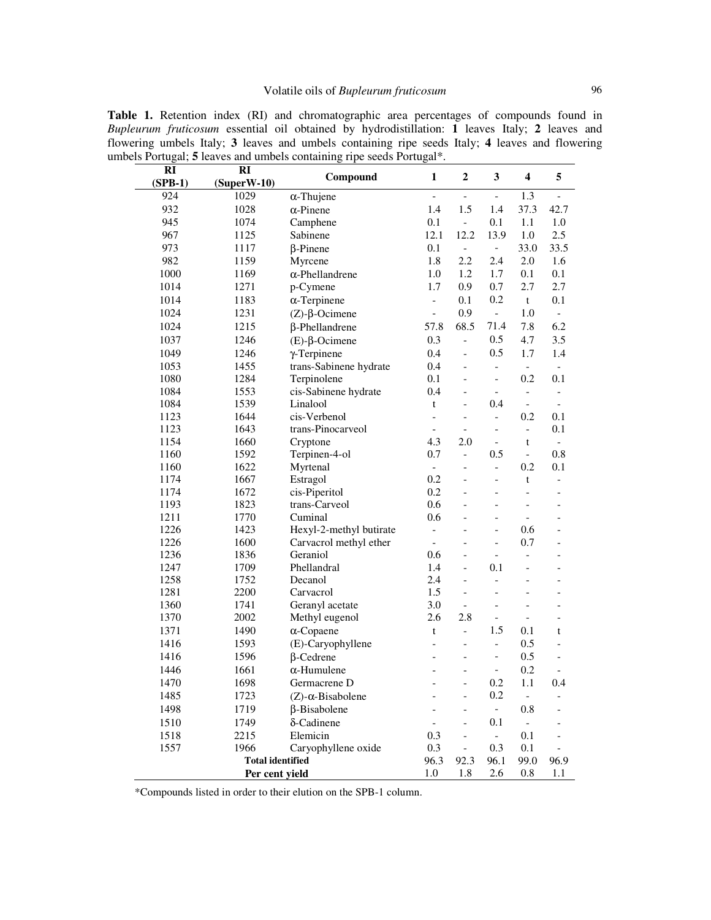**Table 1.** Retention index (RI) and chromatographic area percentages of compounds found in *Bupleurum fruticosum* essential oil obtained by hydrodistillation: **1** leaves Italy; **2** leaves and flowering umbels Italy; **3** leaves and umbels containing ripe seeds Italy; **4** leaves and flowering umbels Portugal; **5** leaves and umbels containing ripe seeds Portugal*.

| RI (SPB-1) | RI (SuperW-10) | Compound | 1 | 2 | 3 | 4 | 5 |
|---|---|---|---|---|---|---|---|
| 924 | 1029 | α-Thujene | - | - | - | 1.3 | - |
| 932 | 1028 | α-Pinene | 1.4 | 1.5 | 1.4 | 37.3 | 42.7 |
| 945 | 1074 | Camphene | 0.1 | - | 0.1 | 1.1 | 1.0 |
| 967 | 1125 | Sabinene | 12.1 | 12.2 | 13.9 | 1.0 | 2.5 |
| 973 | 1117 | β-Pinene | 0.1 | - | - | 33.0 | 33.5 |
| 982 | 1159 | Myrcene | 1.8 | 2.2 | 2.4 | 2.0 | 1.6 |
| 1000 | 1169 | α-Phellandrene | 1.0 | 1.2 | 1.7 | 0.1 | 0.1 |
| 1014 | 1271 | p-Cymene | 1.7 | 0.9 | 0.7 | 2.7 | 2.7 |
| 1014 | 1183 | α-Terpinene | - | 0.1 | 0.2 | t | 0.1 |
| 1024 | 1231 | (Z)-β-Ocimene | - | 0.9 | - | 1.0 | - |
| 1024 | 1215 | β-Phellandrene | 57.8 | 68.5 | 71.4 | 7.8 | 6.2 |
| 1037 | 1246 | (E)-β-Ocimene | 0.3 | - | 0.5 | 4.7 | 3.5 |
| 1049 | 1246 | γ-Terpinene | 0.4 | - | 0.5 | 1.7 | 1.4 |
| 1053 | 1455 | trans-Sabinene hydrate | 0.4 | - | - | - | - |
| 1080 | 1284 | Terpinolene | 0.1 | - | - | 0.2 | 0.1 |
| 1084 | 1553 | cis-Sabinene hydrate | 0.4 | - | - | - | - |
| 1084 | 1539 | Linalool | t | - | 0.4 | - | - |
| 1123 | 1644 | cis-Verbenol | - | - | - | 0.2 | 0.1 |
| 1123 | 1643 | trans-Pinocarveol | - | - | - | - | 0.1 |
| 1154 | 1660 | Cryptone | 4.3 | 2.0 | - | t | - |
| 1160 | 1592 | Terpinen-4-ol | 0.7 | - | 0.5 | - | 0.8 |
| 1160 | 1622 | Myrtenal | - | - | - | 0.2 | 0.1 |
| 1174 | 1667 | Estragol | 0.2 | - | - | t | - |
| 1174 | 1672 | cis-Piperitol | 0.2 | - | - | - | - |
| 1193 | 1823 | trans-Carveol | 0.6 | - | - | - | - |
| 1211 | 1770 | Cuminal | 0.6 | - | - | - | - |
| 1226 | 1423 | Hexyl-2-methyl butirate | - | - | - | 0.6 | - |
| 1226 | 1600 | Carvacrol methyl ether | - | - | - | 0.7 | - |
| 1236 | 1836 | Geraniol | 0.6 | - | - | - | - |
| 1247 | 1709 | Phellandral | 1.4 | - | 0.1 | - | - |
| 1258 | 1752 | Decanol | 2.4 | - | - | - | - |
| 1281 | 2200 | Carvacrol | 1.5 | - | - | - | - |
| 1360 | 1741 | Geranyl acetate | 3.0 | - | - | - | - |
| 1370 | 2002 | Methyl eugenol | 2.6 | 2.8 | - | - | - |
| 1371 | 1490 | α-Copaene | t | - | 1.5 | 0.1 | t |
| 1416 | 1593 | (E)-Caryophyllene | - | - | - | 0.5 | - |
| 1416 | 1596 | β-Cedrene | - | - | - | 0.5 | - |
| 1446 | 1661 | α-Humulene | - | - | - | 0.2 | - |
| 1470 | 1698 | Germacrene D | - | - | 0.2 | 1.1 | 0.4 |
| 1485 | 1723 | (Z)-α-Bisabolene | - | - | 0.2 | - | - |
| 1498 | 1719 | β-Bisabolene | - | - | - | 0.8 | - |
| 1510 | 1749 | δ-Cadinene | - | - | 0.1 | - | - |
| 1518 | 2215 | Elemicin | 0.3 | - | - | 0.1 | - |
| 1557 | 1966 | Caryophyllene oxide | 0.3 | - | 0.3 | 0.1 | - |
| | | **Total identified** | 96.3 | 92.3 | 96.1 | 99.0 | 96.9 |
| | | **Per cent yield** | 1.0 | 1.8 | 2.6 | 0.8 | 1.1 |

*Compounds listed in order to their elution on the SPB-1 column.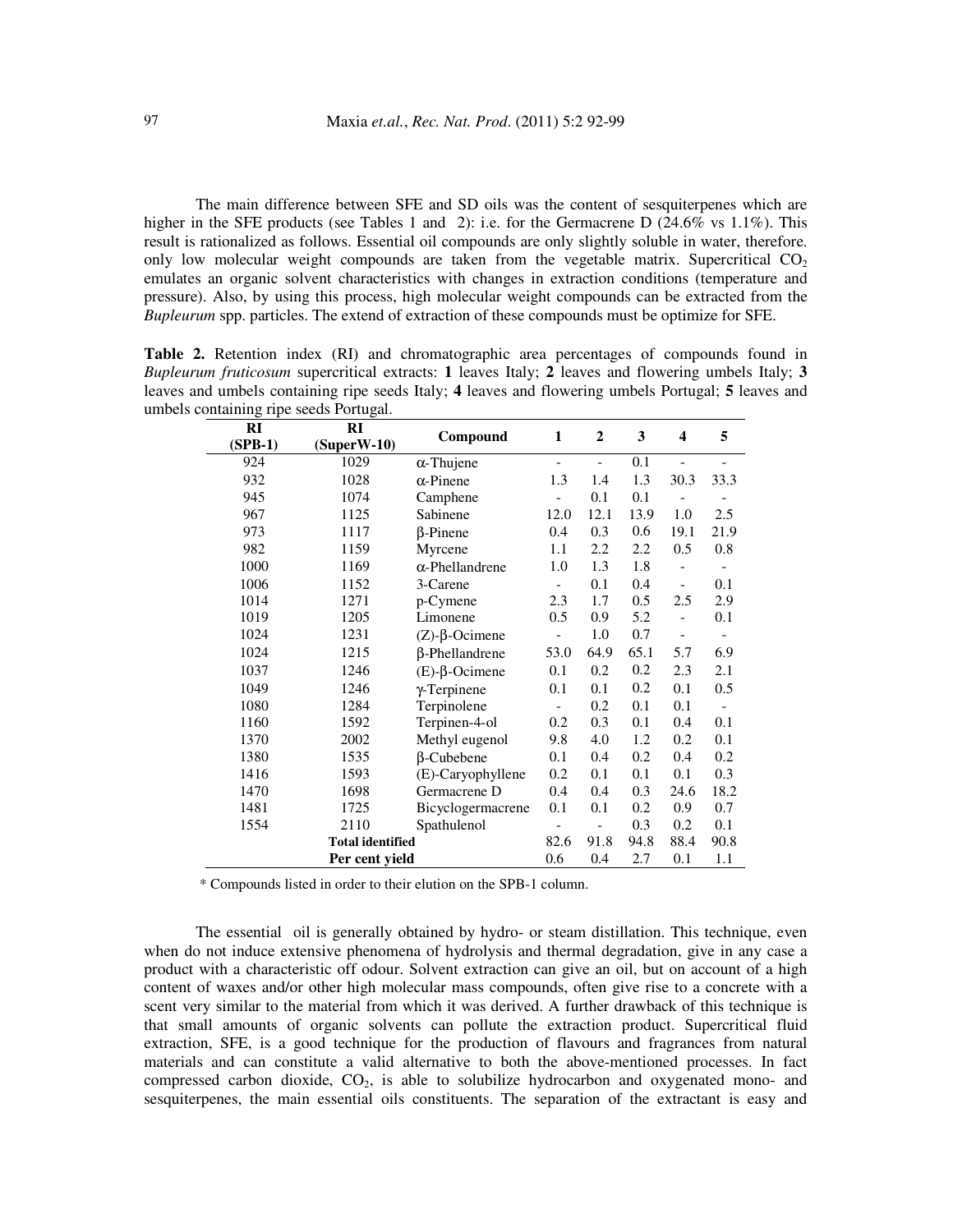The main difference between SFE and SD oils was the content of sesquiterpenes which are higher in the SFE products (see Tables 1 and 2): i.e. for the Germacrene D (24.6% vs 1.1%). This result is rationalized as follows. Essential oil compounds are only slightly soluble in water, therefore. only low molecular weight compounds are taken from the vegetable matrix. Supercritical $CO_2$ emulates an organic solvent characteristics with changes in extraction conditions (temperature and pressure). Also, by using this process, high molecular weight compounds can be extracted from the *Bupleurum* spp. particles. The extend of extraction of these compounds must be optimize for SFE.

**Table 2.** Retention index (RI) and chromatographic area percentages of compounds found in *Bupleurum fruticosum* supercritical extracts: **1** leaves Italy; **2** leaves and flowering umbels Italy; **3** leaves and umbels containing ripe seeds Italy; **4** leaves and flowering umbels Portugal; **5** leaves and umbels containing ripe seeds Portugal.

| RI (SPB-1) | RI (SuperW-10) | Compound | 1 | 2 | 3 | 4 | 5 |
|---|---|---|---|---|---|---|---|
| 924 | 1029 | α-Thujene | - | - | 0.1 | - | - |
| 932 | 1028 | α-Pinene | 1.3 | 1.4 | 1.3 | 30.3 | 33.3 |
| 945 | 1074 | Camphene | - | 0.1 | 0.1 | - | - |
| 967 | 1125 | Sabinene | 12.0 | 12.1 | 13.9 | 1.0 | 2.5 |
| 973 | 1117 | β-Pinene | 0.4 | 0.3 | 0.6 | 19.1 | 21.9 |
| 982 | 1159 | Myrcene | 1.1 | 2.2 | 2.2 | 0.5 | 0.8 |
| 1000 | 1169 | α-Phellandrene | 1.0 | 1.3 | 1.8 | - | - |
| 1006 | 1152 | 3-Carene | - | 0.1 | 0.4 | - | 0.1 |
| 1014 | 1271 | p-Cymene | 2.3 | 1.7 | 0.5 | 2.5 | 2.9 |
| 1019 | 1205 | Limonene | 0.5 | 0.9 | 5.2 | - | 0.1 |
| 1024 | 1231 | (Z)-β-Ocimene | - | 1.0 | 0.7 | - | - |
| 1024 | 1215 | β-Phellandrene | 53.0 | 64.9 | 65.1 | 5.7 | 6.9 |
| 1037 | 1246 | (E)-β-Ocimene | 0.1 | 0.2 | 0.2 | 2.3 | 2.1 |
| 1049 | 1246 | γ-Terpinene | 0.1 | 0.1 | 0.2 | 0.1 | 0.5 |
| 1080 | 1284 | Terpinolene | - | 0.2 | 0.1 | 0.1 | - |
| 1160 | 1592 | Terpinen-4-ol | 0.2 | 0.3 | 0.1 | 0.4 | 0.1 |
| 1370 | 2002 | Methyl eugenol | 9.8 | 4.0 | 1.2 | 0.2 | 0.1 |
| 1380 | 1535 | β-Cubebene | 0.1 | 0.4 | 0.2 | 0.4 | 0.2 |
| 1416 | 1593 | (E)-Caryophyllene | 0.2 | 0.1 | 0.1 | 0.1 | 0.3 |
| 1470 | 1698 | Germacrene D | 0.4 | 0.4 | 0.3 | 24.6 | 18.2 |
| 1481 | 1725 | Bicyclogermacrene | 0.1 | 0.1 | 0.2 | 0.9 | 0.7 |
| 1554 | 2110 | Spathulenol | - | - | 0.3 | 0.2 | 0.1 |
| | **Total identified** | | 82.6 | 91.8 | 94.8 | 88.4 | 90.8 |
| | **Per cent yield** | | 0.6 | 0.4 | 2.7 | 0.1 | 1.1 |

\* Compounds listed in order to their elution on the SPB-1 column.

The essential oil is generally obtained by hydro- or steam distillation. This technique, even when do not induce extensive phenomena of hydrolysis and thermal degradation, give in any case a product with a characteristic off odour. Solvent extraction can give an oil, but on account of a high content of waxes and/or other high molecular mass compounds, often give rise to a concrete with a scent very similar to the material from which it was derived. A further drawback of this technique is that small amounts of organic solvents can pollute the extraction product. Supercritical fluid extraction, SFE, is a good technique for the production of flavours and fragrances from natural materials and can constitute a valid alternative to both the above-mentioned processes. In fact compressed carbon dioxide, $CO_2$, is able to solubilize hydrocarbon and oxygenated mono- and sesquiterpenes, the main essential oils constituents. The separation of the extractant is easy and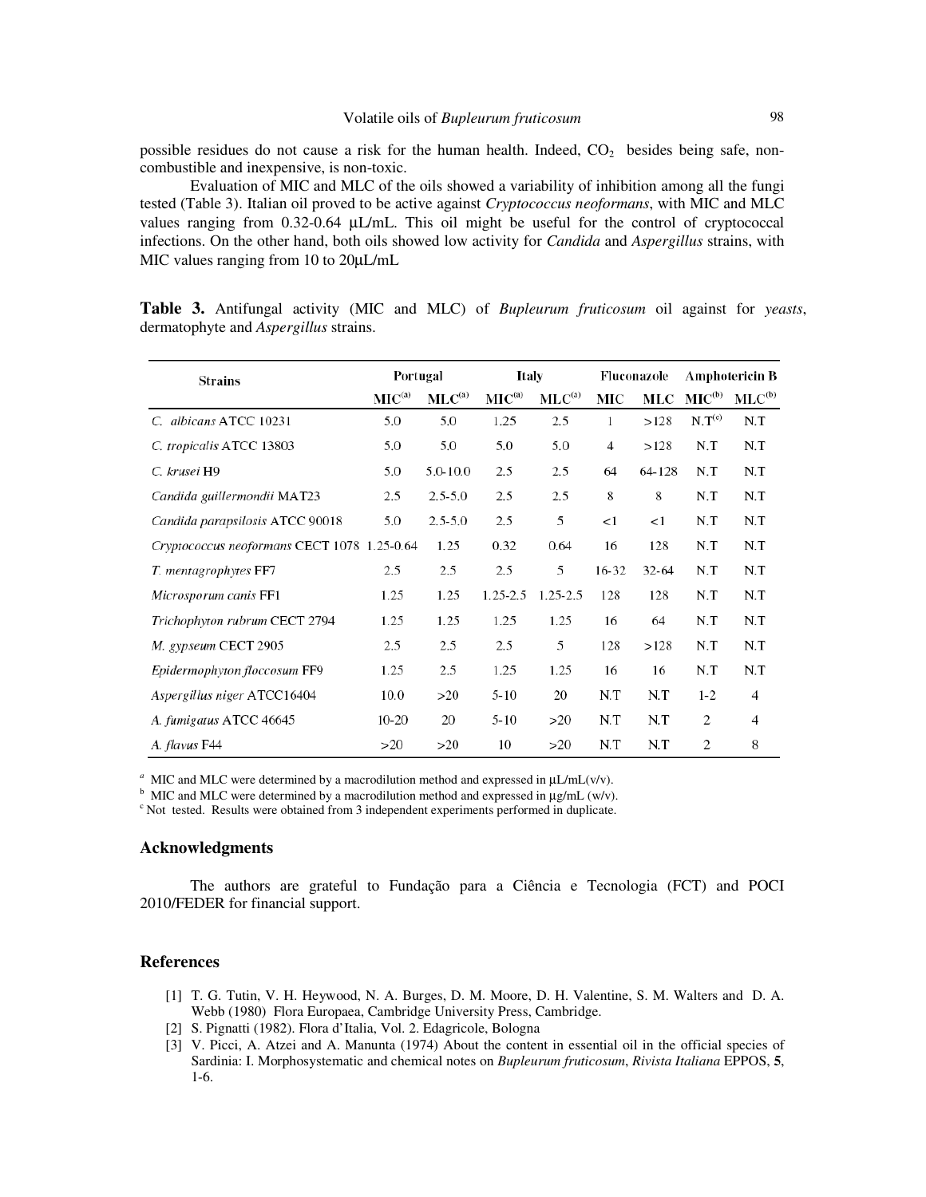possible residues do not cause a risk for the human health. Indeed, $CO_2$ besides being safe, non-combustible and inexpensive, is non-toxic.

Evaluation of MIC and MLC of the oils showed a variability of inhibition among all the fungi tested (Table 3). Italian oil proved to be active against *Cryptococcus neoformans*, with MIC and MLC values ranging from 0.32-0.64 μL/mL. This oil might be useful for the control of cryptococcal infections. On the other hand, both oils showed low activity for *Candida* and *Aspergillus* strains, with MIC values ranging from 10 to 20μL/mL

**Table 3.** Antifungal activity (MIC and MLC) of *Bupleurum fruticosum* oil against for *yeasts*, dermatophyte and *Aspergillus* strains.

| Strains | Portugal | | Italy | | Fluconazole | | Amphotericin B | |
|---|---|---|---|---|---|---|---|---|
| | MIC[a] | MLC[a] | MIC[a] | MLC[a] | MIC | MLC | MIC[b] | MLC[b] |
| *C. albicans* ATCC 10231 | 5.0 | 5.0 | 1.25 | 2.5 | 1 | >128 | N.T[c] | N.T |
| *C. tropicalis* ATCC 13803 | 5.0 | 5.0 | 5.0 | 5.0 | 4 | >128 | N.T | N.T |
| *C. krusei* H9 | 5.0 | 5.0-10.0 | 2.5 | 2.5 | 64 | 64-128 | N.T | N.T |
| *Candida guillermondii* MAT23 | 2.5 | 2.5-5.0 | 2.5 | 2.5 | 8 | 8 | N.T | N.T |
| *Candida parapsilosis* ATCC 90018 | 5.0 | 2.5-5.0 | 2.5 | 5 | <1 | <1 | N.T | N.T |
| *Cryptococcus neoformans* CECT 1078 | 1.25-0.64 | 1.25 | 0.32 | 0.64 | 16 | 128 | N.T | N.T |
| *T. mentagrophytes* FF7 | 2.5 | 2.5 | 2.5 | 5 | 16-32 | 32-64 | N.T | N.T |
| *Microsporum canis* FF1 | 1.25 | 1.25 | 1.25-2.5 | 1.25-2.5 | 128 | 128 | N.T | N.T |
| *Trichophyton rubrum* CECT 2794 | 1.25 | 1.25 | 1.25 | 1.25 | 16 | 64 | N.T | N.T |
| *M. gypseum* CECT 2905 | 2.5 | 2.5 | 2.5 | 5 | 128 | >128 | N.T | N.T |
| *Epidermophyton floccosum* FF9 | 1.25 | 2.5 | 1.25 | 1.25 | 16 | 16 | N.T | N.T |
| *Aspergillus niger* ATCC16404 | 10.0 | >20 | 5-10 | 20 | N.T | N.T | 1-2 | 4 |
| *A. fumigatus* ATCC 46645 | 10-20 | 20 | 5-10 | >20 | N.T | N.T | 2 | 4 |
| *A. flavus* F44 | >20 | >20 | 10 | >20 | N.T | N.T | 2 | 8 |

[a] MIC and MLC were determined by a macrodilution method and expressed in μL/mL(v/v).
[b] MIC and MLC were determined by a macrodilution method and expressed in μg/mL (w/v).
[c] Not tested. Results were obtained from 3 independent experiments performed in duplicate.

## Acknowledgments

The authors are grateful to Fundação para a Ciência e Tecnologia (FCT) and POCI 2010/FEDER for financial support.

## References

[1] T. G. Tutin, V. H. Heywood, N. A. Burges, D. M. Moore, D. H. Valentine, S. M. Walters and D. A. Webb (1980) Flora Europaea, Cambridge University Press, Cambridge.

[2] S. Pignatti (1982). Flora d'Italia, Vol. 2. Edagricole, Bologna

[3] V. Picci, A. Atzei and A. Manunta (1974) About the content in essential oil in the official species of Sardinia: I. Morphosystematic and chemical notes on *Bupleurum fruticosum*, *Rivista Italiana* EPPOS, **5**, 1-6.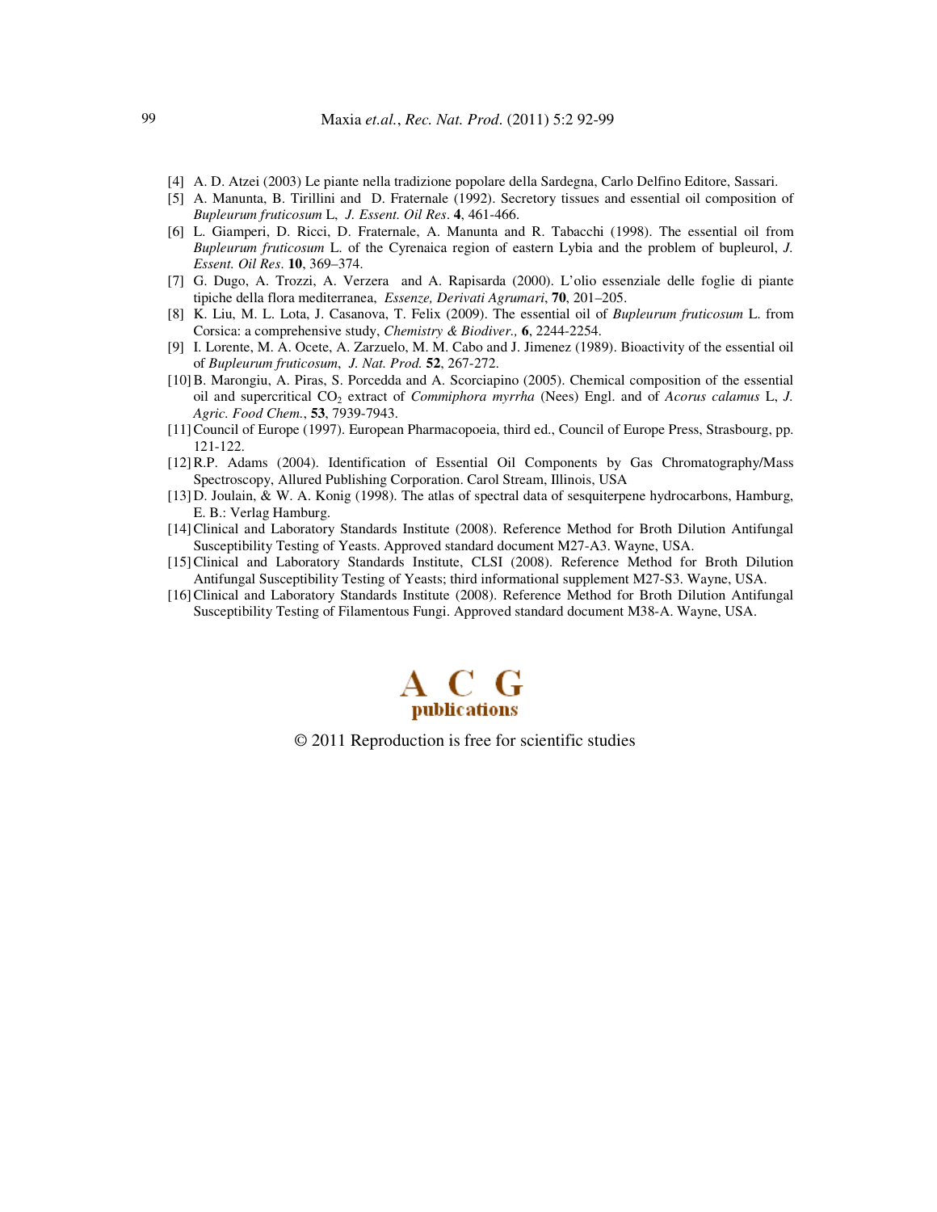[4] A. D. Atzei (2003) Le piante nella tradizione popolare della Sardegna, Carlo Delfino Editore, Sassari.

[5] A. Manunta, B. Tirillini and D. Fraternale (1992). Secretory tissues and essential oil composition of *Bupleurum fruticosum* L, *J. Essent. Oil Res*. **4**, 461-466.

[6] L. Giamperi, D. Ricci, D. Fraternale, A. Manunta and R. Tabacchi (1998). The essential oil from *Bupleurum fruticosum* L. of the Cyrenaica region of eastern Lybia and the problem of bupleurol, *J. Essent. Oil Res*. **10**, 369–374.

[7] G. Dugo, A. Trozzi, A. Verzera and A. Rapisarda (2000). L'olio essenziale delle foglie di piante tipiche della flora mediterranea, *Essenze, Derivati Agrumari*, **70**, 201–205.

[8] K. Liu, M. L. Lota, J. Casanova, T. Felix (2009). The essential oil of *Bupleurum fruticosum* L. from Corsica: a comprehensive study, *Chemistry & Biodiver.,* **6**, 2244-2254.

[9] I. Lorente, M. A. Ocete, A. Zarzuelo, M. M. Cabo and J. Jimenez (1989). Bioactivity of the essential oil of *Bupleurum fruticosum*, *J. Nat. Prod.* **52**, 267-272.

[10] B. Marongiu, A. Piras, S. Porcedda and A. Scorciapino (2005). Chemical composition of the essential oil and supercritical $CO_2$ extract of *Commiphora myrrha* (Nees) Engl. and of *Acorus calamus* L, *J. Agric. Food Chem.*, **53**, 7939-7943.

[11] Council of Europe (1997). European Pharmacopoeia, third ed., Council of Europe Press, Strasbourg, pp. 121-122.

[12] R.P. Adams (2004). Identification of Essential Oil Components by Gas Chromatography/Mass Spectroscopy, Allured Publishing Corporation. Carol Stream, Illinois, USA

[13] D. Joulain, & W. A. Konig (1998). The atlas of spectral data of sesquiterpene hydrocarbons, Hamburg, E. B.: Verlag Hamburg.

[14] Clinical and Laboratory Standards Institute (2008). Reference Method for Broth Dilution Antifungal Susceptibility Testing of Yeasts. Approved standard document M27-A3. Wayne, USA.

[15] Clinical and Laboratory Standards Institute, CLSI (2008). Reference Method for Broth Dilution Antifungal Susceptibility Testing of Yeasts; third informational supplement M27-S3. Wayne, USA.

[16] Clinical and Laboratory Standards Institute (2008). Reference Method for Broth Dilution Antifungal Susceptibility Testing of Filamentous Fungi. Approved standard document M38-A. Wayne, USA.

A C G publications

© 2011 Reproduction is free for scientific studies